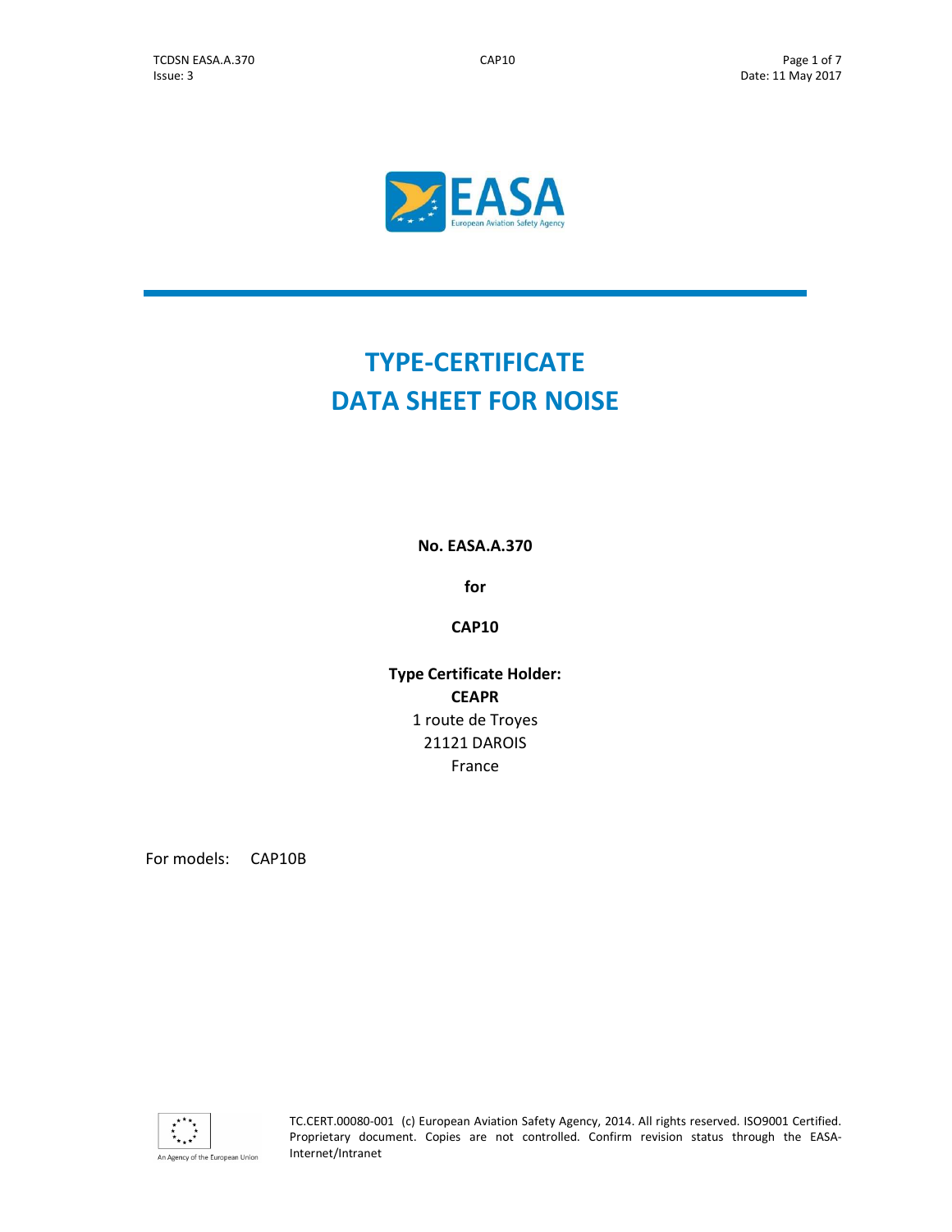# TYPE-CERTIFICATE DATA SHEET FOR NOISE

**No. EASA.A.370**

**for**

**CAP10**

**Type Certificate Holder:**
**CEAPR**
1 route de Troyes
21121 DAROIS
France

For models: CAP10B

TC.CERT.00080-001 (c) European Aviation Safety Agency, 2014. All rights reserved. ISO9001 Certified. Proprietary document. Copies are not controlled. Confirm revision status through the EASA-Internet/Intranet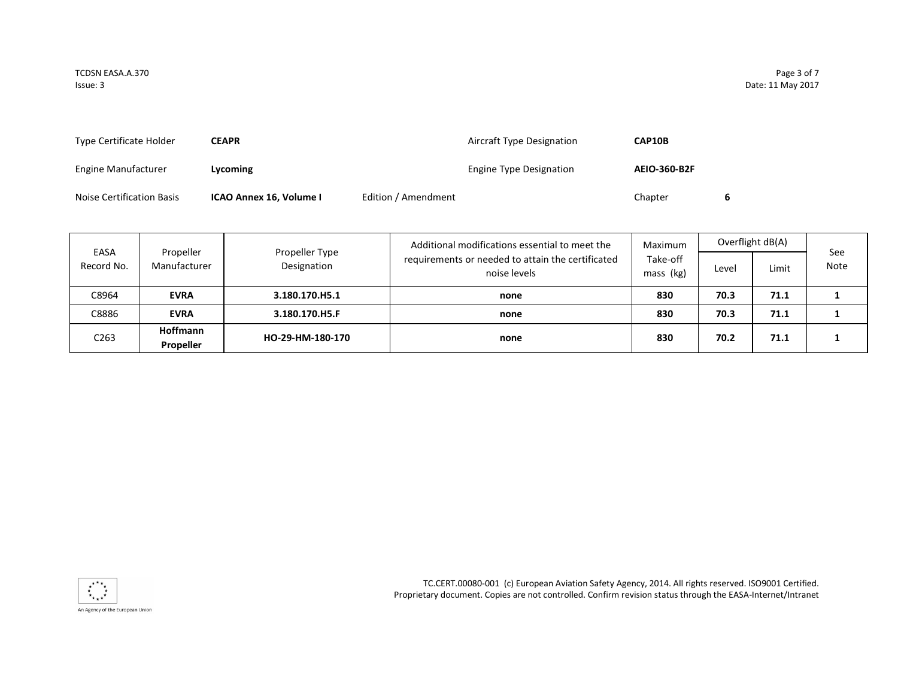| Type Certificate Holder | **CEAPR** | | Aircraft Type Designation | **CAP10B** |
|---|---|---|---|---|
| Engine Manufacturer | **Lycoming** | | Engine Type Designation | **AEIO-360-B2F** |
| Noise Certification Basis | **ICAO Annex 16, Volume I** | Edition / Amendment | Chapter | **6** |

| EASA Record No. | Propeller Manufacturer | Propeller Type Designation | Additional modifications essential to meet the requirements or needed to attain the certificated noise levels | Maximum Take-off mass (kg) | Overflight dB(A) | | See Note |
|---|---|---|---|---|---|---|---|
| | | | | | Level | Limit | |
| C8964 | **EVRA** | **3.180.170.H5.1** | **none** | **830** | **70.3** | **71.1** | **1** |
| C8886 | **EVRA** | **3.180.170.H5.F** | **none** | **830** | **70.3** | **71.1** | **1** |
| C263 | **Hoffmann Propeller** | **HO-29-HM-180-170** | **none** | **830** | **70.2** | **71.1** | **1** |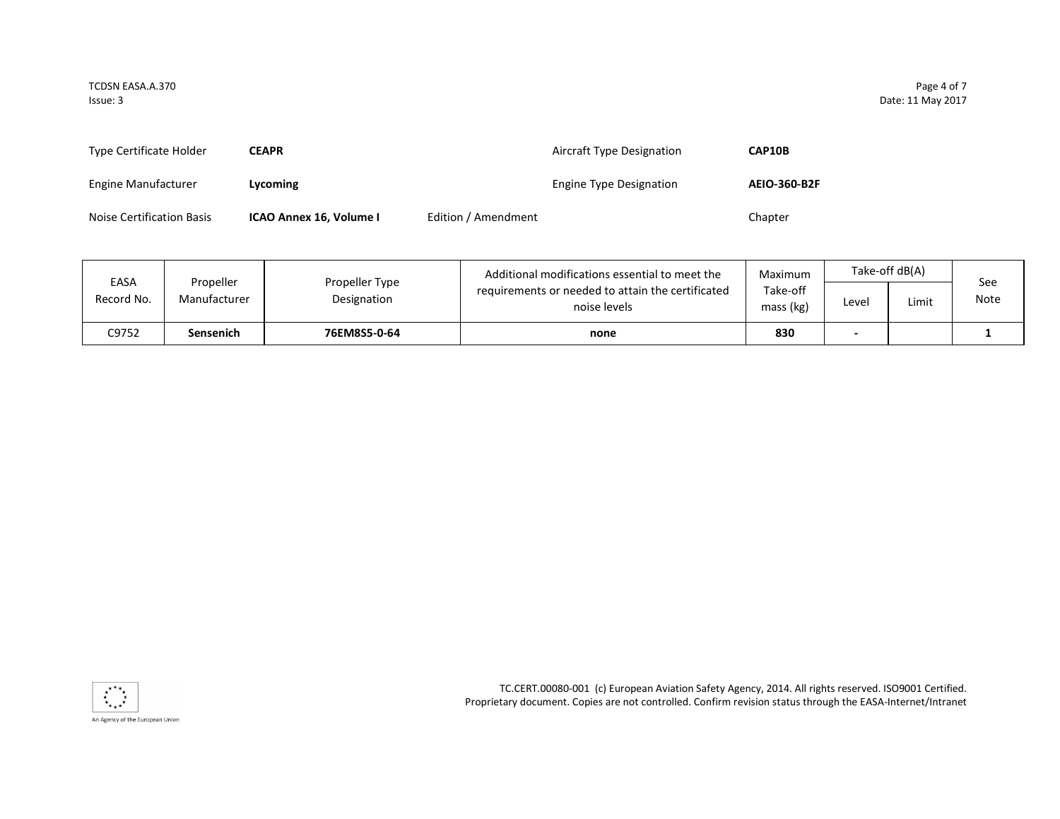Type Certificate Holder **CEAPR** Aircraft Type Designation **CAP10B**

Engine Manufacturer **Lycoming** Engine Type Designation **AEIO-360-B2F**

Noise Certification Basis **ICAO Annex 16, Volume I** Edition / Amendment Chapter

| EASA Record No. | Propeller Manufacturer | Propeller Type Designation | Additional modifications essential to meet the requirements or needed to attain the certificated noise levels | Maximum Take-off mass (kg) | Take-off dB(A) | | See Note |
|---|---|---|---|---|---|---|---|
| | | | | | Level | Limit | |
| C9752 | **Sensenich** | **76EM8S5-0-64** | **none** | **830** | **-** | | **1** |

TC.CERT.00080-001 (c) European Aviation Safety Agency, 2014. All rights reserved. ISO9001 Certified. Proprietary document. Copies are not controlled. Confirm revision status through the EASA-Internet/Intranet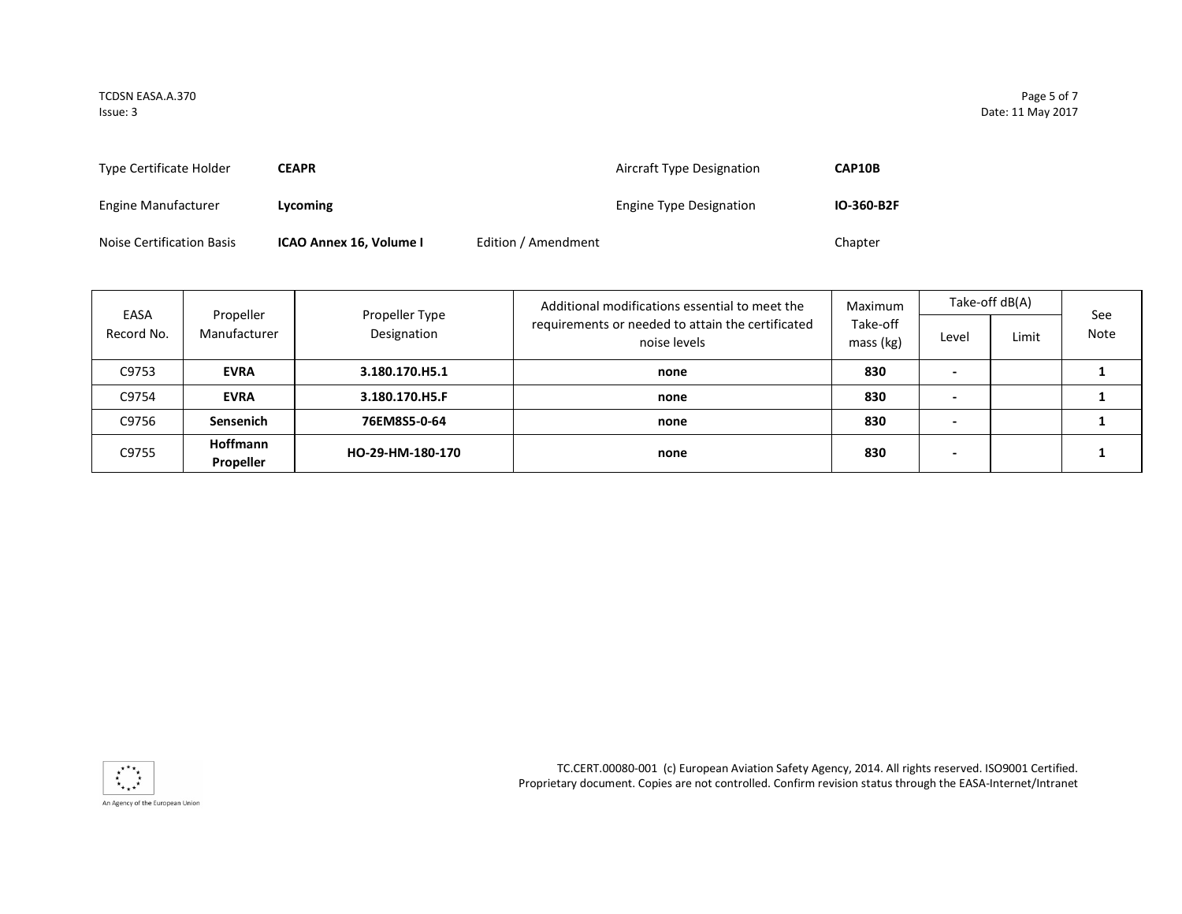| | | | |
|---|---|---|---|
| Type Certificate Holder | **CEAPR** | Aircraft Type Designation | **CAP10B** |
| Engine Manufacturer | **Lycoming** | Engine Type Designation | **IO-360-B2F** |
| Noise Certification Basis | **ICAO Annex 16, Volume I** | Edition / Amendment | Chapter |

| EASA Record No. | Propeller Manufacturer | Propeller Type Designation | Additional modifications essential to meet the requirements or needed to attain the certificated noise levels | Maximum Take-off mass (kg) | Take-off dB(A) | | See Note |
|---|---|---|---|---|---|---|---|
| | | | | | Level | Limit | |
| C9753 | **EVRA** | **3.180.170.H5.1** | **none** | **830** | **-** | | **1** |
| C9754 | **EVRA** | **3.180.170.H5.F** | **none** | **830** | **-** | | **1** |
| C9756 | **Sensenich** | **76EM8S5-0-64** | **none** | **830** | **-** | | **1** |
| C9755 | **Hoffmann Propeller** | **HO-29-HM-180-170** | **none** | **830** | **-** | | **1** |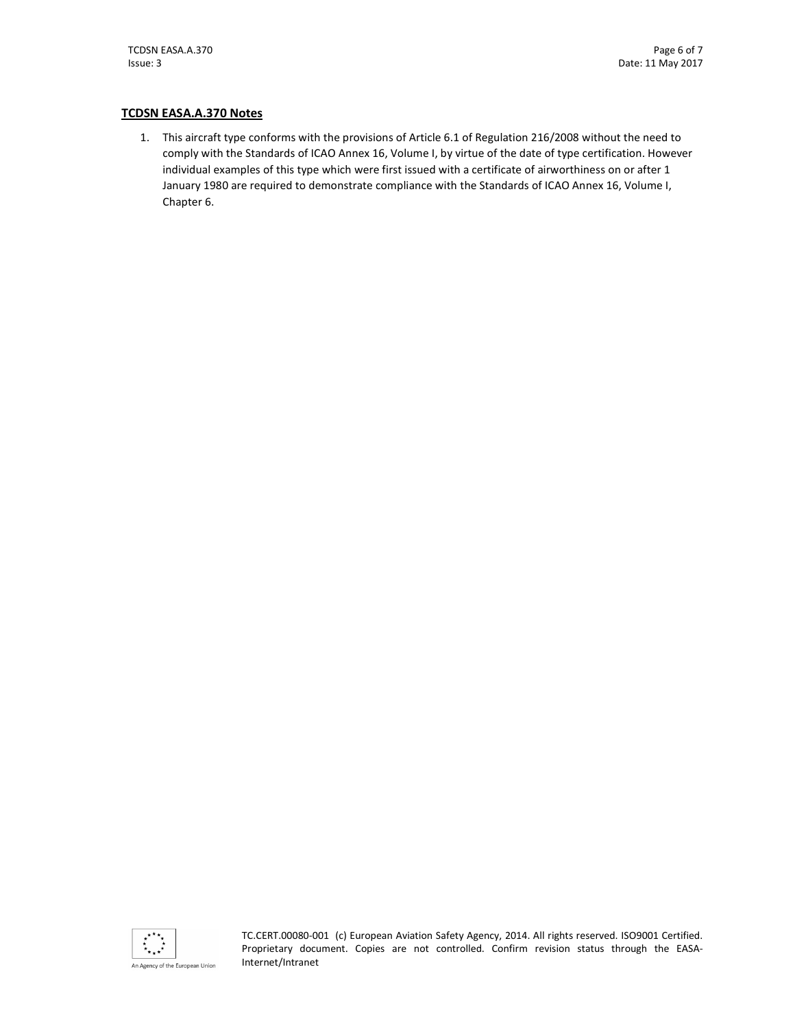**<u>TCDSN EASA.A.370 Notes</u>**

1. This aircraft type conforms with the provisions of Article 6.1 of Regulation 216/2008 without the need to comply with the Standards of ICAO Annex 16, Volume I, by virtue of the date of type certification. However individual examples of this type which were first issued with a certificate of airworthiness on or after 1 January 1980 are required to demonstrate compliance with the Standards of ICAO Annex 16, Volume I, Chapter 6.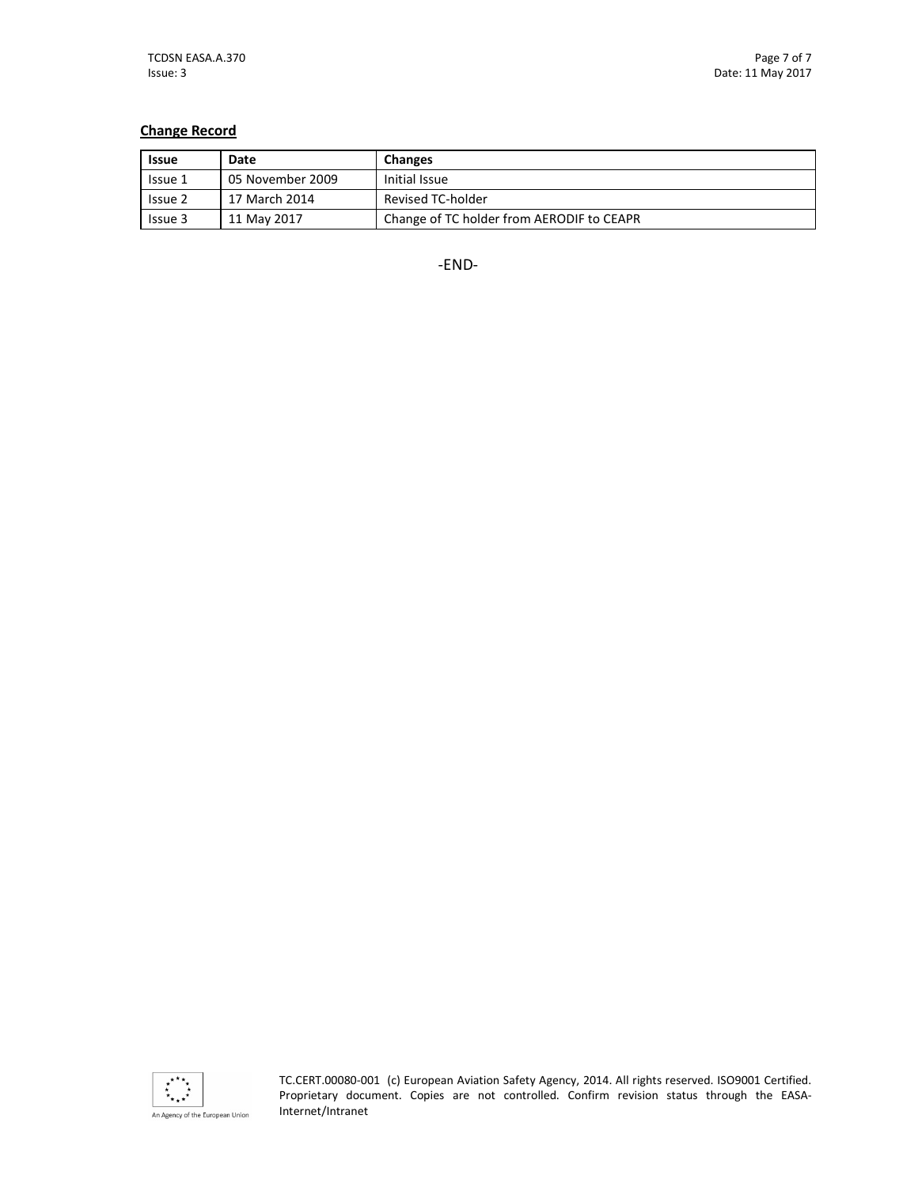**Change Record**

| Issue | Date | Changes |
| --- | --- | --- |
| Issue 1 | 05 November 2009 | Initial Issue |
| Issue 2 | 17 March 2014 | Revised TC-holder |
| Issue 3 | 11 May 2017 | Change of TC holder from AERODIF to CEAPR |

-END-